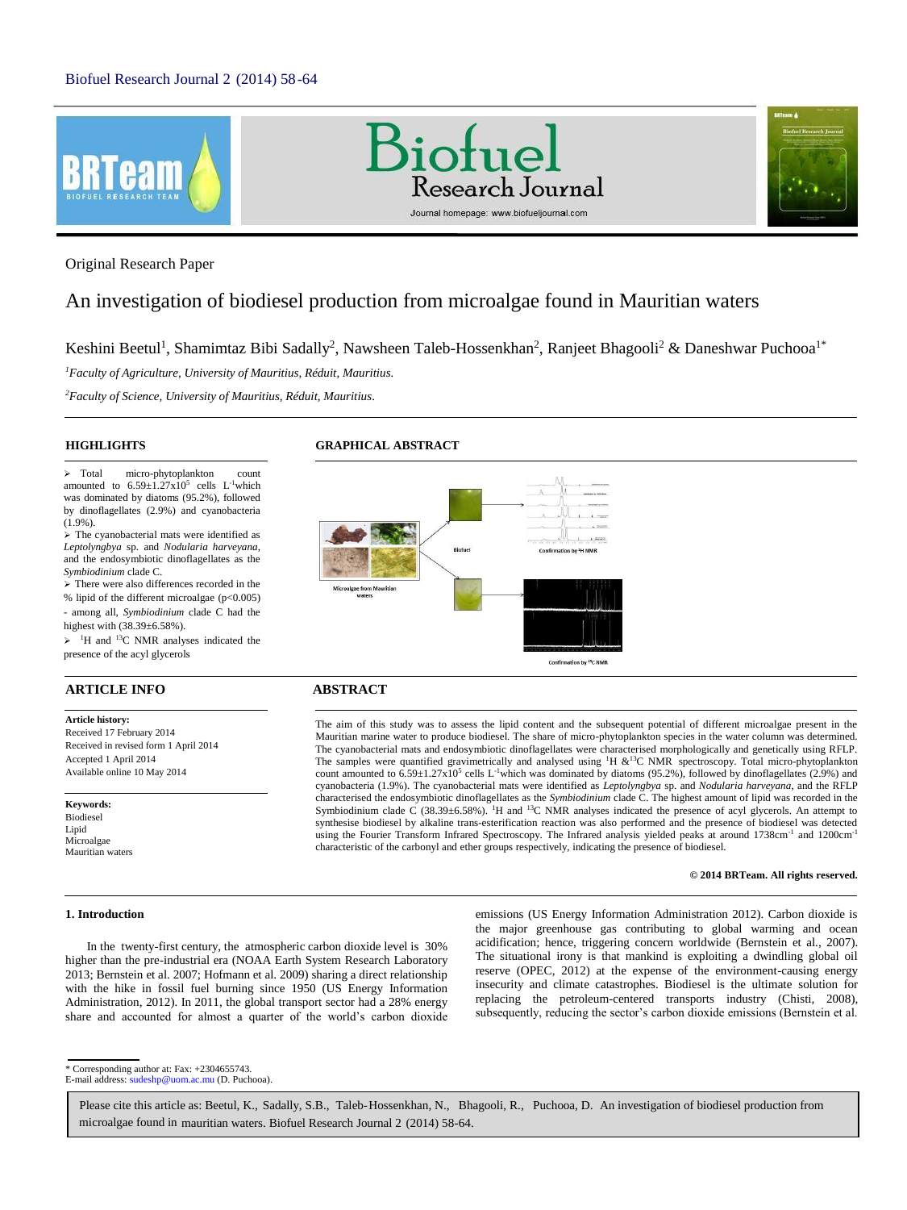Original Research Paper

# An investigation of biodiesel production from microalgae found in Mauritian waters

Keshini Beetul[1], Shamimtaz Bibi Sadally[2], Nawsheen Taleb-Hossenkhan[2], Ranjeet Bhagooli[2] & Daneshwar Puchooa[1*]

[1]*Faculty of Agriculture, University of Mauritius, Réduit, Mauritius.*

[2]*Faculty of Science, University of Mauritius, Réduit, Mauritius.*

## HIGHLIGHTS

- Total micro-phytoplankton count amounted to $6.59\pm1.27\times10^5$ cells $L^{-1}$which was dominated by diatoms (95.2%), followed by dinoflagellates (2.9%) and cyanobacteria (1.9%).
- The cyanobacterial mats were identified as *Leptolyngbya* sp. and *Nodularia harveyana*, and the endosymbiotic dinoflagellates as the *Symbiodinium* clade C.
- There were also differences recorded in the % lipid of the different microalgae ($p<0.005$) - among all, *Symbiodinium* clade C had the highest with (38.39±6.58%).
- $^1H$ and $^{13}C$ NMR analyses indicated the presence of the acyl glycerols

## GRAPHICAL ABSTRACT

## ARTICLE INFO

**Article history:**
Received 17 February 2014
Received in revised form 1 April 2014
Accepted 1 April 2014
Available online 10 May 2014

**Keywords:**
Biodiesel
Lipid
Microalgae
Mauritian waters

## ABSTRACT

The aim of this study was to assess the lipid content and the subsequent potential of different microalgae present in the Mauritian marine water to produce biodiesel. The share of micro-phytoplankton species in the water column was determined. The cyanobacterial mats and endosymbiotic dinoflagellates were characterised morphologically and genetically using RFLP. The samples were quantified gravimetrically and analysed using $^1H$ &$^{13}C$ NMR spectroscopy. Total micro-phytoplankton count amounted to $6.59\pm1.27\times10^5$ cells $L^{-1}$which was dominated by diatoms (95.2%), followed by dinoflagellates (2.9%) and cyanobacteria (1.9%). The cyanobacterial mats were identified as *Leptolyngbya* sp. and *Nodularia harveyana*, and the RFLP characterised the endosymbiotic dinoflagellates as the *Symbiodinium* clade C. The highest amount of lipid was recorded in the Symbiodinium clade C (38.39±6.58%). $^1H$ and $^{13}C$ NMR analyses indicated the presence of acyl glycerols. An attempt to synthesise biodiesel by alkaline trans-esterification reaction was also performed and the presence of biodiesel was detected using the Fourier Transform Infrared Spectroscopy. The Infrared analysis yielded peaks at around 1738cm$^{-1}$ and 1200cm$^{-1}$ characteristic of the carbonyl and ether groups respectively, indicating the presence of biodiesel.

**© 2014 BRTeam. All rights reserved.**

## 1. Introduction

In the twenty-first century, the atmospheric carbon dioxide level is 30% higher than the pre-industrial era (NOAA Earth System Research Laboratory 2013; Bernstein et al. 2007; Hofmann et al. 2009) sharing a direct relationship with the hike in fossil fuel burning since 1950 (US Energy Information Administration, 2012). In 2011, the global transport sector had a 28% energy share and accounted for almost a quarter of the world's carbon dioxide emissions (US Energy Information Administration 2012). Carbon dioxide is the major greenhouse gas contributing to global warming and ocean acidification; hence, triggering concern worldwide (Bernstein et al., 2007). The situational irony is that mankind is exploiting a dwindling global oil reserve (OPEC, 2012) at the expense of the environment-causing energy insecurity and climate catastrophes. Biodiesel is the ultimate solution for replacing the petroleum-centered transports industry (Chisti, 2008), subsequently, reducing the sector's carbon dioxide emissions (Bernstein et al.

\* Corresponding author at: Fax: +2304655743.
E-mail address: sudeshp@uom.ac.mu (D. Puchooa).

Please cite this article as: Beetul, K., Sadally, S.B., Taleb-Hossenkhan, N., Bhagooli, R., Puchooa, D. An investigation of biodiesel production from microalgae found in mauritian waters. Biofuel Research Journal 2 (2014) 58-64.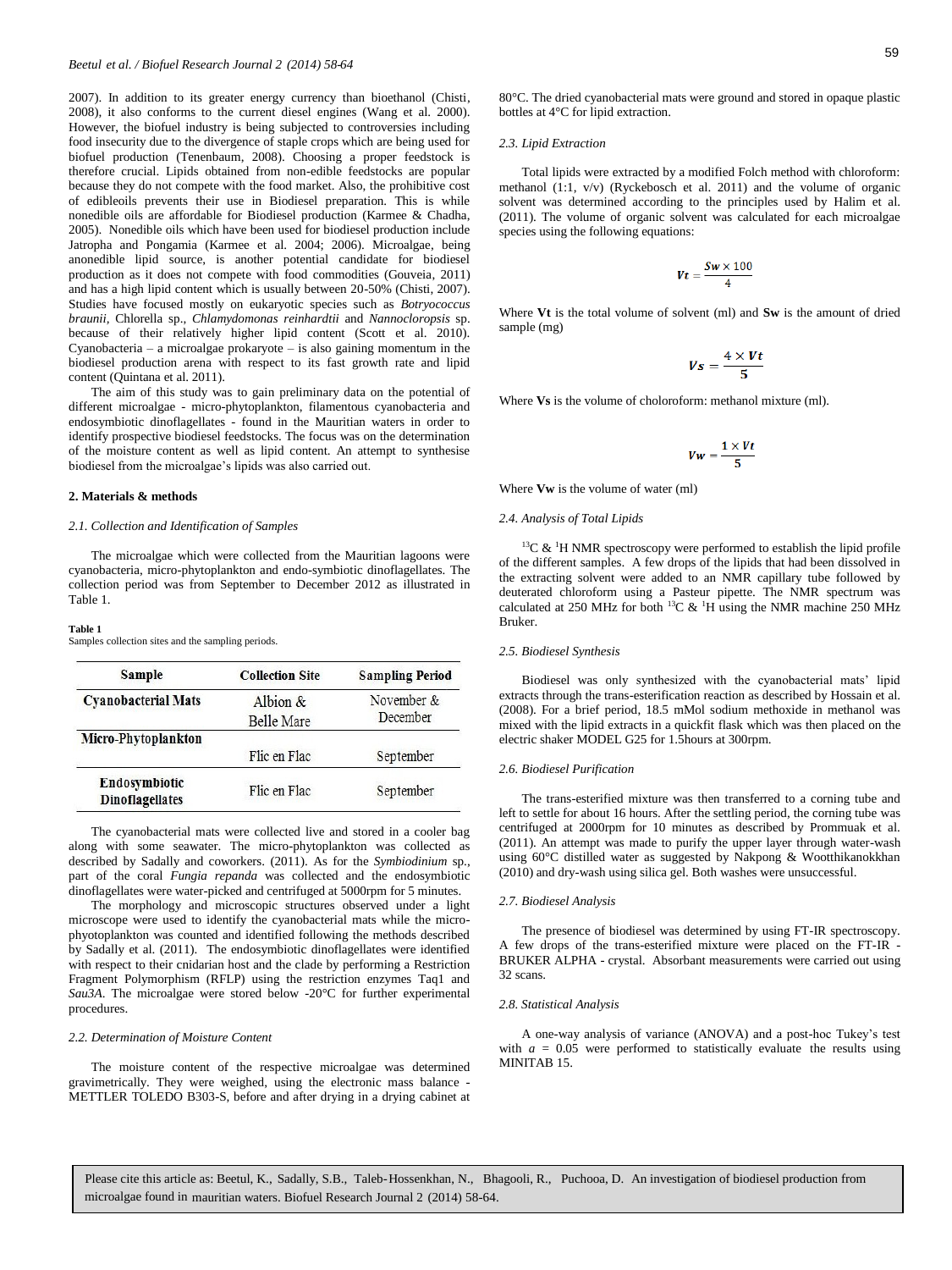2007). In addition to its greater energy currency than bioethanol (Chisti, 2008), it also conforms to the current diesel engines (Wang et al. 2000). However, the biofuel industry is being subjected to controversies including food insecurity due to the divergence of staple crops which are being used for biofuel production (Tenenbaum, 2008). Choosing a proper feedstock is therefore crucial. Lipids obtained from non-edible feedstocks are popular because they do not compete with the food market. Also, the prohibitive cost of edibleoils prevents their use in Biodiesel preparation. This is while nonedible oils are affordable for Biodiesel production (Karmee & Chadha, 2005). Nonedible oils which have been used for biodiesel production include Jatropha and Pongamia (Karmee et al. 2004; 2006). Microalgae, being anonedible lipid source, is another potential candidate for biodiesel production as it does not compete with food commodities (Gouveia, 2011) and has a high lipid content which is usually between 20-50% (Chisti, 2007). Studies have focused mostly on eukaryotic species such as *Botryococcus braunii*, Chlorella sp., *Chlamydomonas reinhardtii* and *Nannocloropsis* sp. because of their relatively higher lipid content (Scott et al. 2010). Cyanobacteria – a microalgae prokaryote – is also gaining momentum in the biodiesel production arena with respect to its fast growth rate and lipid content (Quintana et al. 2011).

The aim of this study was to gain preliminary data on the potential of different microalgae - micro-phytoplankton, filamentous cyanobacteria and endosymbiotic dinoflagellates - found in the Mauritian waters in order to identify prospective biodiesel feedstocks. The focus was on the determination of the moisture content as well as lipid content. An attempt to synthesise biodiesel from the microalgae's lipids was also carried out.

## 2. Materials & methods

### *2.1. Collection and Identification of Samples*

The microalgae which were collected from the Mauritian lagoons were cyanobacteria, micro-phytoplankton and endo-symbiotic dinoflagellates. The collection period was from September to December 2012 as illustrated in Table 1.

**Table 1**
Samples collection sites and the sampling periods.

| Sample | Collection Site | Sampling Period |
|---|---|---|
| Cyanobacterial Mats | Albion & Belle Mare | November & December |
| Micro-Phytoplankton | Flic en Flac | September |
| Endosymbiotic Dinoflagellates | Flic en Flac | September |

The cyanobacterial mats were collected live and stored in a cooler bag along with some seawater. The micro-phytoplankton was collected as described by Sadally and coworkers. (2011). As for the *Symbiodinium* sp., part of the coral *Fungia repanda* was collected and the endosymbiotic dinoflagellates were water-picked and centrifuged at 5000rpm for 5 minutes.

The morphology and microscopic structures observed under a light microscope were used to identify the cyanobacterial mats while the micro-phyotoplankton was counted and identified following the methods described by Sadally et al. (2011). The endosymbiotic dinoflagellates were identified with respect to their cnidarian host and the clade by performing a Restriction Fragment Polymorphism (RFLP) using the restriction enzymes Taq1 and *Sau3A*. The microalgae were stored below -20°C for further experimental procedures.

### *2.2. Determination of Moisture Content*

The moisture content of the respective microalgae was determined gravimetrically. They were weighed, using the electronic mass balance - METTLER TOLEDO B303-S, before and after drying in a drying cabinet at 80°C. The dried cyanobacterial mats were ground and stored in opaque plastic bottles at 4°C for lipid extraction.

### *2.3. Lipid Extraction*

Total lipids were extracted by a modified Folch method with chloroform: methanol (1:1, v/v) (Ryckebosch et al. 2011) and the volume of organic solvent was determined according to the principles used by Halim et al. (2011). The volume of organic solvent was calculated for each microalgae species using the following equations:

$$Vt = \frac{Sw \times 100}{4}$$

Where **Vt** is the total volume of solvent (ml) and **Sw** is the amount of dried sample (mg)

$$Vs = \frac{4 \times Vt}{5}$$

Where **Vs** is the volume of choloroform: methanol mixture (ml).

$$Vw = \frac{1 \times Vt}{5}$$

Where **Vw** is the volume of water (ml)

### *2.4. Analysis of Total Lipids*

$^{13}C$ & $^{1}H$ NMR spectroscopy were performed to establish the lipid profile of the different samples. A few drops of the lipids that had been dissolved in the extracting solvent were added to an NMR capillary tube followed by deuterated chloroform using a Pasteur pipette. The NMR spectrum was calculated at 250 MHz for both $^{13}C$ & $^{1}H$ using the NMR machine 250 MHz Bruker.

### *2.5. Biodiesel Synthesis*

Biodiesel was only synthesized with the cyanobacterial mats' lipid extracts through the trans-esterification reaction as described by Hossain et al. (2008). For a brief period, 18.5 mMol sodium methoxide in methanol was mixed with the lipid extracts in a quickfit flask which was then placed on the electric shaker MODEL G25 for 1.5hours at 300rpm.

### *2.6. Biodiesel Purification*

The trans-esterified mixture was then transferred to a corning tube and left to settle for about 16 hours. After the settling period, the corning tube was centrifuged at 2000rpm for 10 minutes as described by Prommuak et al. (2011). An attempt was made to purify the upper layer through water-wash using 60°C distilled water as suggested by Nakpong & Wootthikanokkhan (2010) and dry-wash using silica gel. Both washes were unsuccessful.

### *2.7. Biodiesel Analysis*

The presence of biodiesel was determined by using FT-IR spectroscopy. A few drops of the trans-esterified mixture were placed on the FT-IR - BRUKER ALPHA - crystal. Absorbant measurements were carried out using 32 scans.

### *2.8. Statistical Analysis*

A one-way analysis of variance (ANOVA) and a post-hoc Tukey's test with $a$ = 0.05 were performed to statistically evaluate the results using MINITAB 15.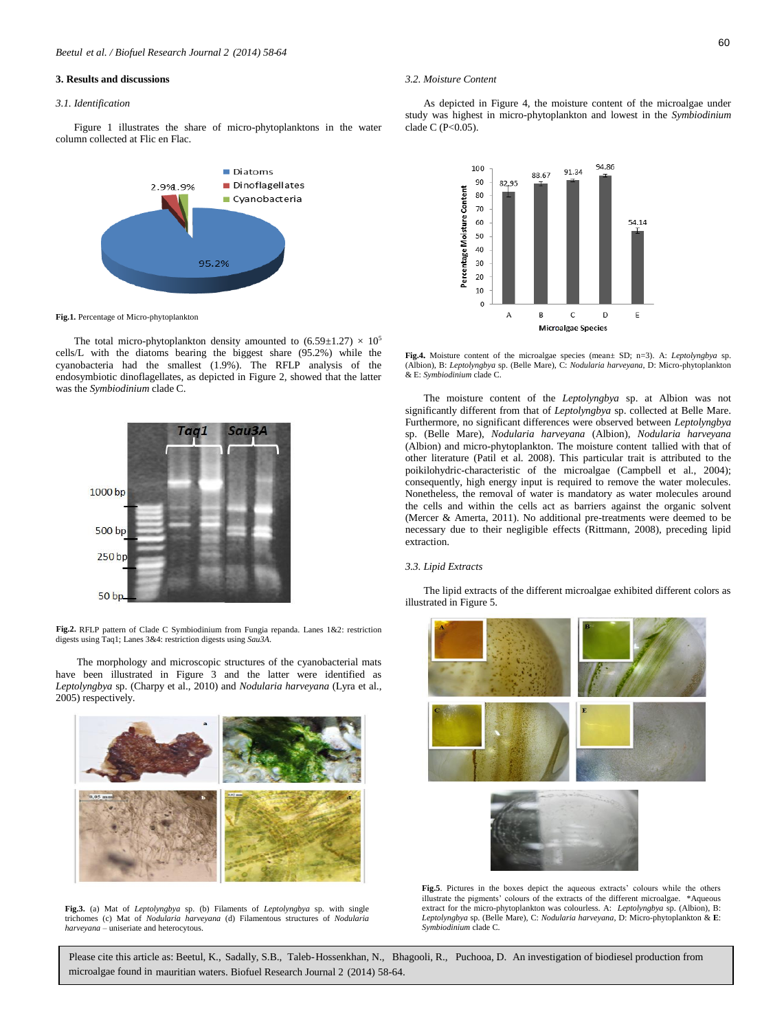## 3. Results and discussions

### 3.1. Identification

Figure 1 illustrates the share of micro-phytoplanktons in the water column collected at Flic en Flac.

**Fig.1.** Percentage of Micro-phytoplankton

The total micro-phytoplankton density amounted to $(6.59\pm1.27) \times 10^5$ cells/L with the diatoms bearing the biggest share (95.2%) while the cyanobacteria had the smallest (1.9%). The RFLP analysis of the endosymbiotic dinoflagellates, as depicted in Figure 2, showed that the latter was the *Symbiodinium* clade C.

**Fig.2.** RFLP pattern of Clade C Symbiodinium from Fungia repanda. Lanes 1&2: restriction digests using Taq1; Lanes 3&4: restriction digests using *Sau3A*.

The morphology and microscopic structures of the cyanobacterial mats have been illustrated in Figure 3 and the latter were identified as *Leptolyngbya* sp. (Charpy et al., 2010) and *Nodularia harveyana* (Lyra et al., 2005) respectively.

**Fig.3.** (a) Mat of *Leptolyngbya* sp. (b) Filaments of *Leptolyngbya* sp. with single trichomes (c) Mat of *Nodularia harveyana* (d) Filamentous structures of *Nodularia harveyana* – uniseriate and heterocytous.

### 3.2. Moisture Content

As depicted in Figure 4, the moisture content of the microalgae under study was highest in micro-phytoplankton and lowest in the *Symbiodinium* clade C ($P<0.05$).

**Fig.4.** Moisture content of the microalgae species (mean± SD; n=3). A: *Leptolyngbya* sp. (Albion), B: *Leptolyngbya* sp. (Belle Mare), C: *Nodularia harveyana*, D: Micro-phytoplankton & E: *Symbiodinium* clade C.

The moisture content of the *Leptolyngbya* sp. at Albion was not significantly different from that of *Leptolyngbya* sp. collected at Belle Mare. Furthermore, no significant differences were observed between *Leptolyngbya* sp. (Belle Mare), *Nodularia harveyana* (Albion), *Nodularia harveyana* (Albion) and micro-phytoplankton. The moisture content tallied with that of other literature (Patil et al. 2008). This particular trait is attributed to the poikilohydric-characteristic of the microalgae (Campbell et al., 2004); consequently, high energy input is required to remove the water molecules. Nonetheless, the removal of water is mandatory as water molecules around the cells and within the cells act as barriers against the organic solvent (Mercer & Amerta, 2011). No additional pre-treatments were deemed to be necessary due to their negligible effects (Rittmann, 2008), preceding lipid extraction.

### 3.3. Lipid Extracts

The lipid extracts of the different microalgae exhibited different colors as illustrated in Figure 5.

**Fig.5**. Pictures in the boxes depict the aqueous extracts' colours while the others illustrate the pigments' colours of the extracts of the different microalgae. *Aqueous extract for the micro-phytoplankton was colourless. A: *Leptolyngbya* sp. (Albion), B: *Leptolyngbya* sp. (Belle Mare), C: *Nodularia harveyana*, D: Micro-phytoplankton & **E**: *Symbiodinium* clade C.

Please cite this article as: Beetul, K., Sadally, S.B., Taleb-Hossenkhan, N., Bhagooli, R., Puchooa, D. An investigation of biodiesel production from microalgae found in mauritian waters. Biofuel Research Journal 2 (2014) 58-64.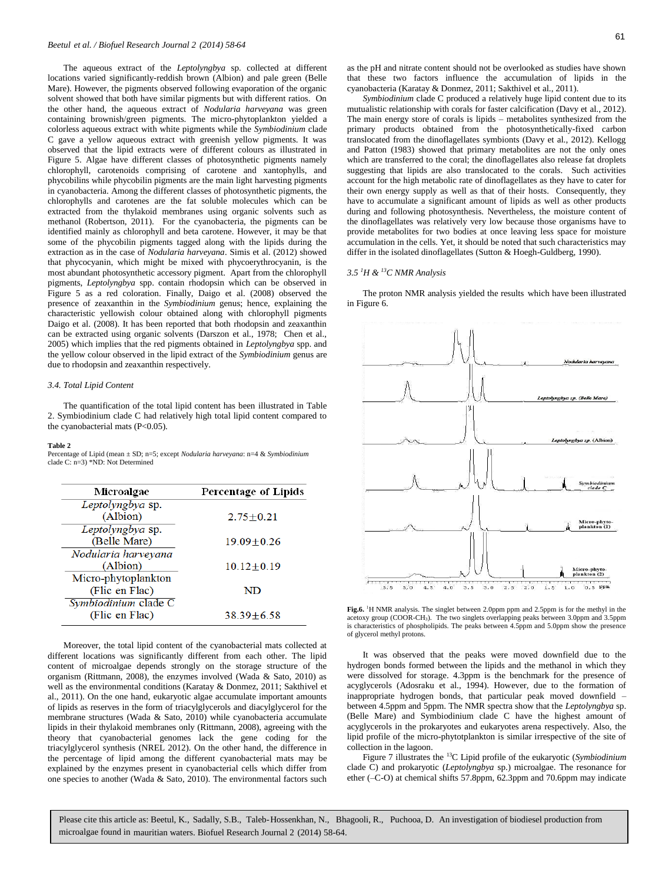The aqueous extract of the *Leptolyngbya* sp. collected at different locations varied significantly-reddish brown (Albion) and pale green (Belle Mare). However, the pigments observed following evaporation of the organic solvent showed that both have similar pigments but with different ratios. On the other hand, the aqueous extract of *Nodularia harveyana* was green containing brownish/green pigments. The micro-phytoplankton yielded a colorless aqueous extract with white pigments while the *Symbiodinium* clade C gave a yellow aqueous extract with greenish yellow pigments. It was observed that the lipid extracts were of different colours as illustrated in Figure 5. Algae have different classes of photosynthetic pigments namely chlorophyll, carotenoids comprising of carotene and xantophylls, and phycobilins while phycobilin pigments are the main light harvesting pigments in cyanobacteria. Among the different classes of photosynthetic pigments, the chlorophylls and carotenes are the fat soluble molecules which can be extracted from the thylakoid membranes using organic solvents such as methanol (Robertson, 2011). For the cyanobacteria, the pigments can be identified mainly as chlorophyll and beta carotene. However, it may be that some of the phycobilin pigments tagged along with the lipids during the extraction as in the case of *Nodularia harveyana*. Simis et al. (2012) showed that phycocyanin, which might be mixed with phycoerythrocyanin, is the most abundant photosynthetic accessory pigment. Apart from the chlorophyll pigments, *Leptolyngbya* spp. contain rhodopsin which can be observed in Figure 5 as a red coloration. Finally, Daigo et al. (2008) observed the presence of zeaxanthin in the *Symbiodinium* genus; hence, explaining the characteristic yellowish colour obtained along with chlorophyll pigments Daigo et al. (2008). It has been reported that both rhodopsin and zeaxanthin can be extracted using organic solvents (Darszon et al., 1978; Chen et al., 2005) which implies that the red pigments obtained in *Leptolyngbya* spp. and the yellow colour observed in the lipid extract of the *Symbiodinium* genus are due to rhodopsin and zeaxanthin respectively.

### 3.4. Total Lipid Content

The quantification of the total lipid content has been illustrated in Table 2. Symbiodinium clade C had relatively high total lipid content compared to the cyanobacterial mats ($P<0.05$).

**Table 2**
Percentage of Lipid (mean ± SD; n=5; except *Nodularia harveyana*: n=4 & *Symbiodinium* clade C: n=3) *ND: Not Determined

| Microalgae | Percentage of Lipids |
|---|---|
| *Leptolyngbya* sp. (Albion) | 2.75±0.21 |
| *Leptolyngbya* sp. (Belle Mare) | 19.09±0.26 |
| *Nodularia harveyana* (Albion) | 10.12±0.19 |
| Micro-phytoplankton (Flic en Flac) | ND |
| *Symbiodinium* clade C (Flic en Flac) | 38.39±6.58 |

Moreover, the total lipid content of the cyanobacterial mats collected at different locations was significantly different from each other. The lipid content of microalgae depends strongly on the storage structure of the organism (Rittmann, 2008), the enzymes involved (Wada & Sato, 2010) as well as the environmental conditions (Karatay & Donmez, 2011; Sakthivel et al., 2011). On the one hand, eukaryotic algae accumulate important amounts of lipids as reserves in the form of triacylglycerols and diacylglycerol for the membrane structures (Wada & Sato, 2010) while cyanobacteria accumulate lipids in their thylakoid membranes only (Rittmann, 2008), agreeing with the theory that cyanobacterial genomes lack the gene coding for the triacylglycerol synthesis (NREL 2012). On the other hand, the difference in the percentage of lipid among the different cyanobacterial mats may be explained by the enzymes present in cyanobacterial cells which differ from one species to another (Wada & Sato, 2010). The environmental factors such as the pH and nitrate content should not be overlooked as studies have shown that these two factors influence the accumulation of lipids in the cyanobacteria (Karatay & Donmez, 2011; Sakthivel et al., 2011).

*Symbiodinium* clade C produced a relatively huge lipid content due to its mutualistic relationship with corals for faster calcification (Davy et al., 2012). The main energy store of corals is lipids – metabolites synthesized from the primary products obtained from the photosynthetically-fixed carbon translocated from the dinoflagellates symbionts (Davy et al., 2012). Kellogg and Patton (1983) showed that primary metabolites are not the only ones which are transferred to the coral; the dinoflagellates also release fat droplets suggesting that lipids are also translocated to the corals. Such activities account for the high metabolic rate of dinoflagellates as they have to cater for their own energy supply as well as that of their hosts. Consequently, they have to accumulate a significant amount of lipids as well as other products during and following photosynthesis. Nevertheless, the moisture content of the dinoflagellates was relatively very low because those organisms have to provide metabolites for two bodies at once leaving less space for moisture accumulation in the cells. Yet, it should be noted that such characteristics may differ in the isolated dinoflagellates (Sutton & Hoegh-Guldberg, 1990).

### 3.5 $^{1}H$ & $^{13}C$ NMR Analysis

The proton NMR analysis yielded the results which have been illustrated in Figure 6.

**Fig.6.** $^{1}$H NMR analysis. The singlet between 2.0ppm ppm and 2.5ppm is for the methyl in the acetoxy group (COOR-$CH_3$). The two singlets overlapping peaks between 3.0ppm and 3.5ppm is characteristics of phospholipids. The peaks between 4.5ppm and 5.0ppm show the presence of glycerol methyl protons.

It was observed that the peaks were moved downfield due to the hydrogen bonds formed between the lipids and the methanol in which they were dissolved for storage. 4.3ppm is the benchmark for the presence of acyglycerols (Adosraku et al., 1994). However, due to the formation of inappropriate hydrogen bonds, that particular peak moved downfield – between 4.5ppm and 5ppm. The NMR spectra show that the *Leptolyngbya* sp. (Belle Mare) and Symbiodinium clade C have the highest amount of acylglycerols in the prokaryotes and eukaryotes arena respectively. Also, the lipid profile of the micro-phytotplankton is similar irrespective of the site of collection in the lagoon.

Figure 7 illustrates the $^{13}$C Lipid profile of the eukaryotic (*Symbiodinium* clade C) and prokaryotic (*Leptolyngbya* sp.) microalgae. The resonance for ether (–C-O) at chemical shifts 57.8ppm, 62.3ppm and 70.6ppm may indicate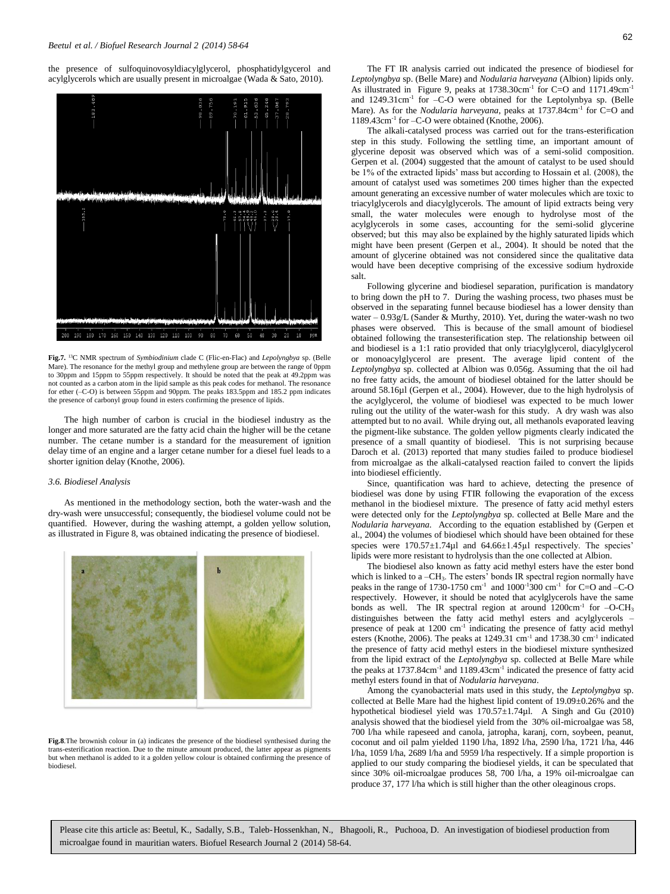the presence of sulfoquinovosyldiacylglycerol, phosphatidylglycerol and acylglycerols which are usually present in microalgae (Wada & Sato, 2010).

**Fig.7.** $^{13}$C NMR spectrum of *Symbiodinium* clade C (Flic-en-Flac) and *Lepolyngbya* sp. (Belle Mare). The resonance for the methyl group and methylene group are between the range of 0ppm to 30ppm and 15ppm to 55ppm respectively. It should be noted that the peak at 49.2ppm was not counted as a carbon atom in the lipid sample as this peak codes for methanol. The resonance for ether (–C-O) is between 55ppm and 90ppm. The peaks 183.5ppm and 185.2 ppm indicates the presence of carbonyl group found in esters confirming the presence of lipids.

The high number of carbon is crucial in the biodiesel industry as the longer and more saturated are the fatty acid chain the higher will be the cetane number. The cetane number is a standard for the measurement of ignition delay time of an engine and a larger cetane number for a diesel fuel leads to a shorter ignition delay (Knothe, 2006).

### *3.6. Biodiesel Analysis*

As mentioned in the methodology section, both the water-wash and the dry-wash were unsuccessful; consequently, the biodiesel volume could not be quantified. However, during the washing attempt, a golden yellow solution, as illustrated in Figure 8, was obtained indicating the presence of biodiesel.

**Fig.8**.The brownish colour in (a) indicates the presence of the biodiesel synthesised during the trans-esterification reaction. Due to the minute amount produced, the latter appear as pigments but when methanol is added to it a golden yellow colour is obtained confirming the presence of biodiesel.

The FT IR analysis carried out indicated the presence of biodiesel for *Leptolyngbya* sp. (Belle Mare) and *Nodularia harveyana* (Albion) lipids only. As illustrated in Figure 9, peaks at 1738.30cm$^{-1}$ for C=O and 1171.49cm$^{-1}$ and 1249.31cm$^{-1}$ for –C-O were obtained for the Leptolynbya sp. (Belle Mare). As for the *Nodularia harveyana*, peaks at 1737.84cm$^{-1}$ for C=O and 1189.43cm$^{-1}$ for –C-O were obtained (Knothe, 2006).

The alkali-catalysed process was carried out for the trans-esterification step in this study. Following the settling time, an important amount of glycerine deposit was observed which was of a semi-solid composition. Gerpen et al. (2004) suggested that the amount of catalyst to be used should be 1% of the extracted lipids' mass but according to Hossain et al. (2008), the amount of catalyst used was sometimes 200 times higher than the expected amount generating an excessive number of water molecules which are toxic to triacylglycerols and diacylglycerols. The amount of lipid extracts being very small, the water molecules were enough to hydrolyse most of the acylglycerols in some cases, accounting for the semi-solid glycerine observed; but this may also be explained by the highly saturated lipids which might have been present (Gerpen et al., 2004). It should be noted that the amount of glycerine obtained was not considered since the qualitative data would have been deceptive comprising of the excessive sodium hydroxide salt.

Following glycerine and biodiesel separation, purification is mandatory to bring down the pH to 7. During the washing process, two phases must be observed in the separating funnel because biodiesel has a lower density than water – 0.93g/L (Sander & Murthy, 2010). Yet, during the water-wash no two phases were observed. This is because of the small amount of biodiesel obtained following the transesterification step. The relationship between oil and biodiesel is a 1:1 ratio provided that only triacylglycerol, diacylglycerol or monoacylglycerol are present. The average lipid content of the *Leptolyngbya* sp. collected at Albion was 0.056g. Assuming that the oil had no free fatty acids, the amount of biodiesel obtained for the latter should be around 58.16µl (Gerpen et al., 2004). However, due to the high hydrolysis of the acylglycerol, the volume of biodiesel was expected to be much lower ruling out the utility of the water-wash for this study. A dry wash was also attempted but to no avail. While drying out, all methanols evaporated leaving the pigment-like substance. The golden yellow pigments clearly indicated the presence of a small quantity of biodiesel. This is not surprising because Daroch et al. (2013) reported that many studies failed to produce biodiesel from microalgae as the alkali-catalysed reaction failed to convert the lipids into biodiesel efficiently.

Since, quantification was hard to achieve, detecting the presence of biodiesel was done by using FTIR following the evaporation of the excess methanol in the biodiesel mixture. The presence of fatty acid methyl esters were detected only for the *Leptolyngbya* sp. collected at Belle Mare and the *Nodularia harveyana.* According to the equation established by (Gerpen et al., 2004) the volumes of biodiesel which should have been obtained for these species were 170.57±1.74µl and 64.66±1.45µl respectively. The species' lipids were more resistant to hydrolysis than the one collected at Albion.

The biodiesel also known as fatty acid methyl esters have the ester bond which is linked to a $-CH_3$. The esters' bonds IR spectral region normally have peaks in the range of 1730-1750 cm$^{-1}$ and 1000-1300 cm$^{-1}$ for C=O and –C-O respectively. However, it should be noted that acylglycerols have the same bonds as well. The IR spectral region at around 1200cm$^{-1}$ for $-O-CH_3$ distinguishes between the fatty acid methyl esters and acylglycerols – presence of peak at 1200 cm$^{-1}$ indicating the presence of fatty acid methyl esters (Knothe, 2006). The peaks at 1249.31 cm$^{-1}$ and 1738.30 cm$^{-1}$ indicated the presence of fatty acid methyl esters in the biodiesel mixture synthesized from the lipid extract of the *Leptolyngbya* sp. collected at Belle Mare while the peaks at 1737.84cm$^{-1}$ and 1189.43cm$^{-1}$ indicated the presence of fatty acid methyl esters found in that of *Nodularia harveyana*.

Among the cyanobacterial mats used in this study, the *Leptolyngbya* sp. collected at Belle Mare had the highest lipid content of 19.09±0.26% and the hypothetical biodiesel yield was 170.57±1.74µl. A Singh and Gu (2010) analysis showed that the biodiesel yield from the 30% oil-microalgae was 58, 700 l/ha while rapeseed and canola, jatropha, karanj, corn, soybeen, peanut, coconut and oil palm yielded 1190 l/ha, 1892 l/ha, 2590 l/ha, 1721 l/ha, 446 l/ha, 1059 l/ha, 2689 l/ha and 5959 l/ha respectively. If a simple proportion is applied to our study comparing the biodiesel yields, it can be speculated that since 30% oil-microalgae produces 58, 700 l/ha, a 19% oil-microalgae can produce 37, 177 l/ha which is still higher than the other oleaginous crops.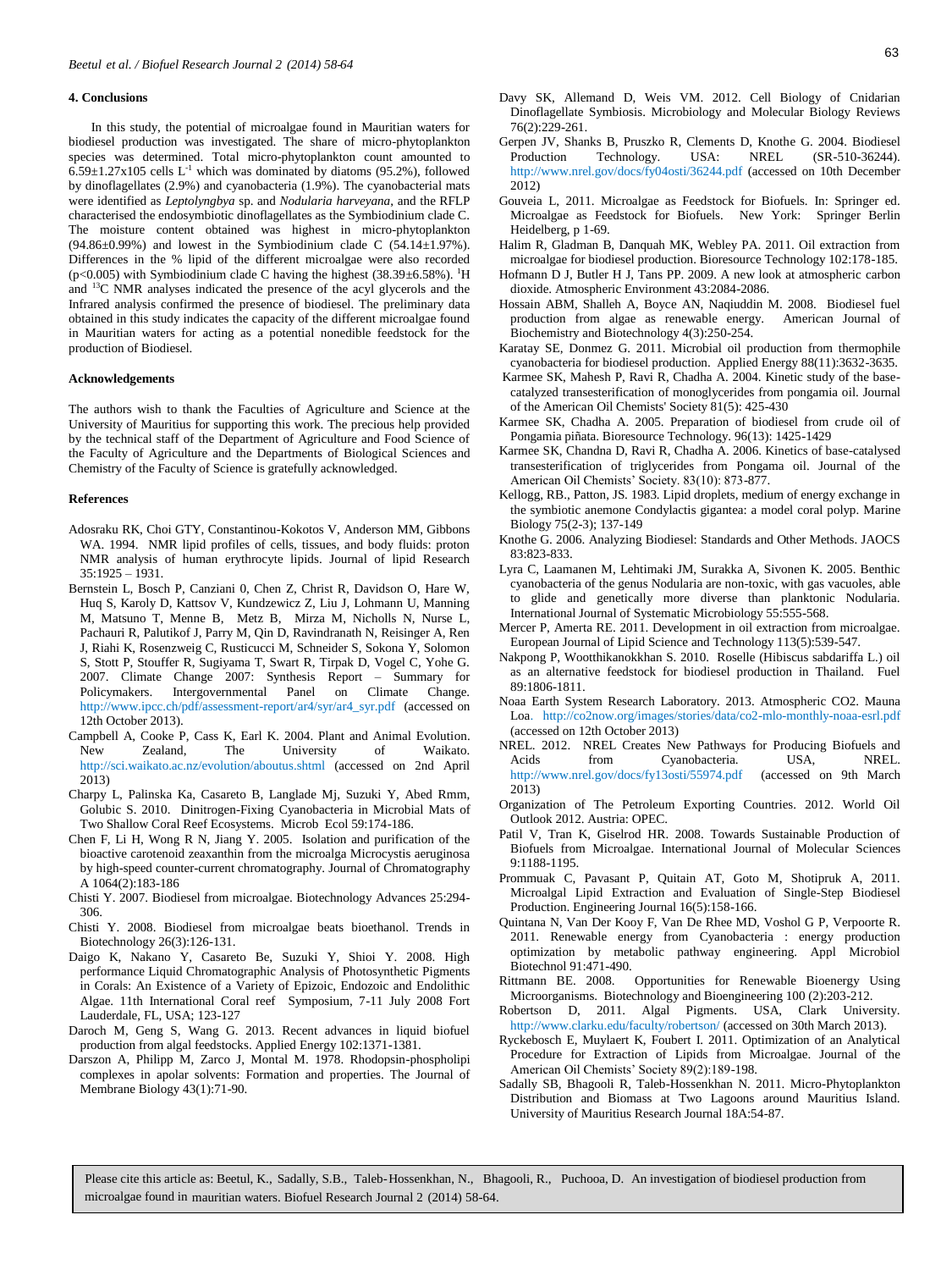## 4. Conclusions

In this study, the potential of microalgae found in Mauritian waters for biodiesel production was investigated. The share of micro-phytoplankton species was determined. Total micro-phytoplankton count amounted to $6.59 \pm 1.27 \times 105$ cells $L^{-1}$ which was dominated by diatoms (95.2%), followed by dinoflagellates (2.9%) and cyanobacteria (1.9%). The cyanobacterial mats were identified as *Leptolyngbya* sp. and *Nodularia harveyana*, and the RFLP characterised the endosymbiotic dinoflagellates as the Symbiodinium clade C. The moisture content obtained was highest in micro-phytoplankton ($94.86 \pm 0.99$%) and lowest in the Symbiodinium clade C ($54.14 \pm 1.97$%). Differences in the % lipid of the different microalgae were also recorded ($p<0.005$) with Symbiodinium clade C having the highest ($38.39 \pm 6.58$%). $^{1}H$ and $^{13}C$ NMR analyses indicated the presence of the acyl glycerols and the Infrared analysis confirmed the presence of biodiesel. The preliminary data obtained in this study indicates the capacity of the different microalgae found in Mauritian waters for acting as a potential nonedible feedstock for the production of Biodiesel.

## Acknowledgements

The authors wish to thank the Faculties of Agriculture and Science at the University of Mauritius for supporting this work. The precious help provided by the technical staff of the Department of Agriculture and Food Science of the Faculty of Agriculture and the Departments of Biological Sciences and Chemistry of the Faculty of Science is gratefully acknowledged.

## References

Adosraku RK, Choi GTY, Constantinou-Kokotos V, Anderson MM, Gibbons WA. 1994. NMR lipid profiles of cells, tissues, and body fluids: proton NMR analysis of human erythrocyte lipids. Journal of lipid Research 35:1925 – 1931.

Bernstein L, Bosch P, Canziani 0, Chen Z, Christ R, Davidson O, Hare W, Huq S, Karoly D, Kattsov V, Kundzewicz Z, Liu J, Lohmann U, Manning M, Matsuno T, Menne B, Metz B, Mirza M, Nicholls N, Nurse L, Pachauri R, Palutikof J, Parry M, Qin D, Ravindranath N, Reisinger A, Ren J, Riahi K, Rosenzweig C, Rusticucci M, Schneider S, Sokona Y, Solomon S, Stott P, Stouffer R, Sugiyama T, Swart R, Tirpak D, Vogel C, Yohe G. 2007. Climate Change 2007: Synthesis Report – Summary for Policymakers. Intergovernmental Panel on Climate Change. http://www.ipcc.ch/pdf/assessment-report/ar4/syr/ar4_syr.pdf (accessed on 12th October 2013).

Campbell A, Cooke P, Cass K, Earl K. 2004. Plant and Animal Evolution. New Zealand, The University of Waikato. http://sci.waikato.ac.nz/evolution/aboutus.shtml (accessed on 2nd April 2013)

Charpy L, Palinska Ka, Casareto Be, Langlade Mj, Suzuki Y, Abed Rmm, Golubic S. 2010. Dinitrogen-Fixing Cyanobacteria in Microbial Mats of Two Shallow Coral Reef Ecosystems. Microb Ecol 59:174-186.

Chen F, Li H, Wong R N, Jiang Y. 2005. Isolation and purification of the bioactive carotenoid zeaxanthin from the microalga Microcystis aeruginosa by high-speed counter-current chromatography. Journal of Chromatography A 1064(2):183-186

Chisti Y. 2007. Biodiesel from microalgae. Biotechnology Advances 25:294-306.

Chisti Y. 2008. Biodiesel from microalgae beats bioethanol. Trends in Biotechnology 26(3):126-131.

Daigo K, Nakano Y, Casareto Be, Suzuki Y, Shioi Y. 2008. High performance Liquid Chromatographic Analysis of Photosynthetic Pigments in Corals: An Existence of a Variety of Epizoic, Endozoic and Endolithic Algae. 11th International Coral reef Symposium, 7-11 July 2008 Fort Lauderdale, FL, USA; 123-127

Daroch M, Geng S, Wang G. 2013. Recent advances in liquid biofuel production from algal feedstocks. Applied Energy 102:1371-1381.

Darszon A, Philipp M, Zarco J, Montal M. 1978. Rhodopsin-phospholipi complexes in apolar solvents: Formation and properties. The Journal of Membrane Biology 43(1):71-90.

Davy SK, Allemand D, Weis VM. 2012. Cell Biology of Cnidarian Dinoflagellate Symbiosis. Microbiology and Molecular Biology Reviews 76(2):229-261.

Gerpen JV, Shanks B, Pruszko R, Clements D, Knothe G. 2004. Biodiesel Production Technology. USA: NREL (SR-510-36244). http://www.nrel.gov/docs/fy04osti/36244.pdf (accessed on 10th December 2012)

Gouveia L, 2011. Microalgae as Feedstock for Biofuels. In: Springer ed. Microalgae as Feedstock for Biofuels. New York: Springer Berlin Heidelberg, p 1-69.

Halim R, Gladman B, Danquah MK, Webley PA. 2011. Oil extraction from microalgae for biodiesel production. Bioresource Technology 102:178-185.

Hofmann D J, Butler H J, Tans PP. 2009. A new look at atmospheric carbon dioxide. Atmospheric Environment 43:2084-2086.

Hossain ABM, Shalleh A, Boyce AN, Naqiuddin M. 2008. Biodiesel fuel production from algae as renewable energy. American Journal of Biochemistry and Biotechnology 4(3):250-254.

Karatay SE, Donmez G. 2011. Microbial oil production from thermophile cyanobacteria for biodiesel production. Applied Energy 88(11):3632-3635.

Karmee SK, Mahesh P, Ravi R, Chadha A. 2004. Kinetic study of the base-catalyzed transesterification of monoglycerides from pongamia oil. Journal of the American Oil Chemists' Society 81(5): 425-430

Karmee SK, Chadha A. 2005. Preparation of biodiesel from crude oil of Pongamia piñata. Bioresource Technology. 96(13): 1425-1429

Karmee SK, Chandna D, Ravi R, Chadha A. 2006. Kinetics of base-catalysed transesterification of triglycerides from Pongama oil. Journal of the American Oil Chemists' Society. 83(10): 873-877.

Kellogg, RB., Patton, JS. 1983. Lipid droplets, medium of energy exchange in the symbiotic anemone Condylactis gigantea: a model coral polyp. Marine Biology 75(2-3); 137-149

Knothe G. 2006. Analyzing Biodiesel: Standards and Other Methods. JAOCS 83:823-833.

Lyra C, Laamanen M, Lehtimaki JM, Surakka A, Sivonen K. 2005. Benthic cyanobacteria of the genus Nodularia are non-toxic, with gas vacuoles, able to glide and genetically more diverse than planktonic Nodularia. International Journal of Systematic Microbiology 55:555-568.

Mercer P, Amerta RE. 2011. Development in oil extraction from microalgae. European Journal of Lipid Science and Technology 113(5):539-547.

Nakpong P, Wootthikanokkhan S. 2010. Roselle (Hibiscus sabdariffa L.) oil as an alternative feedstock for biodiesel production in Thailand. Fuel 89:1806-1811.

Noaa Earth System Research Laboratory. 2013. Atmospheric CO2. Mauna Loa. http://co2now.org/images/stories/data/co2-mlo-monthly-noaa-esrl.pdf (accessed on 12th October 2013)

NREL. 2012. NREL Creates New Pathways for Producing Biofuels and Acids from Cyanobacteria. USA, NREL. http://www.nrel.gov/docs/fy13osti/55974.pdf (accessed on 9th March 2013)

Organization of The Petroleum Exporting Countries. 2012. World Oil Outlook 2012. Austria: OPEC.

Patil V, Tran K, Giselrod HR. 2008. Towards Sustainable Production of Biofuels from Microalgae. International Journal of Molecular Sciences 9:1188-1195.

Prommuak C, Pavasant P, Quitain AT, Goto M, Shotipruk A, 2011. Microalgal Lipid Extraction and Evaluation of Single-Step Biodiesel Production. Engineering Journal 16(5):158-166.

Quintana N, Van Der Kooy F, Van De Rhee MD, Voshol G P, Verpoorte R. 2011. Renewable energy from Cyanobacteria : energy production optimization by metabolic pathway engineering. Appl Microbiol Biotechnol 91:471-490.

Rittmann BE. 2008. Opportunities for Renewable Bioenergy Using Microorganisms. Biotechnology and Bioengineering 100 (2):203-212.

Robertson D, 2011. Algal Pigments. USA, Clark University. http://www.clarku.edu/faculty/robertson/ (accessed on 30th March 2013).

Ryckebosch E, Muylaert K, Foubert I. 2011. Optimization of an Analytical Procedure for Extraction of Lipids from Microalgae. Journal of the American Oil Chemists' Society 89(2):189-198.

Sadally SB, Bhagooli R, Taleb-Hossenkhan N. 2011. Micro-Phytoplankton Distribution and Biomass at Two Lagoons around Mauritius Island. University of Mauritius Research Journal 18A:54-87.

Please cite this article as: Beetul, K., Sadally, S.B., Taleb-Hossenkhan, N., Bhagooli, R., Puchooa, D. An investigation of biodiesel production from microalgae found in mauritian waters. Biofuel Research Journal 2 (2014) 58-64.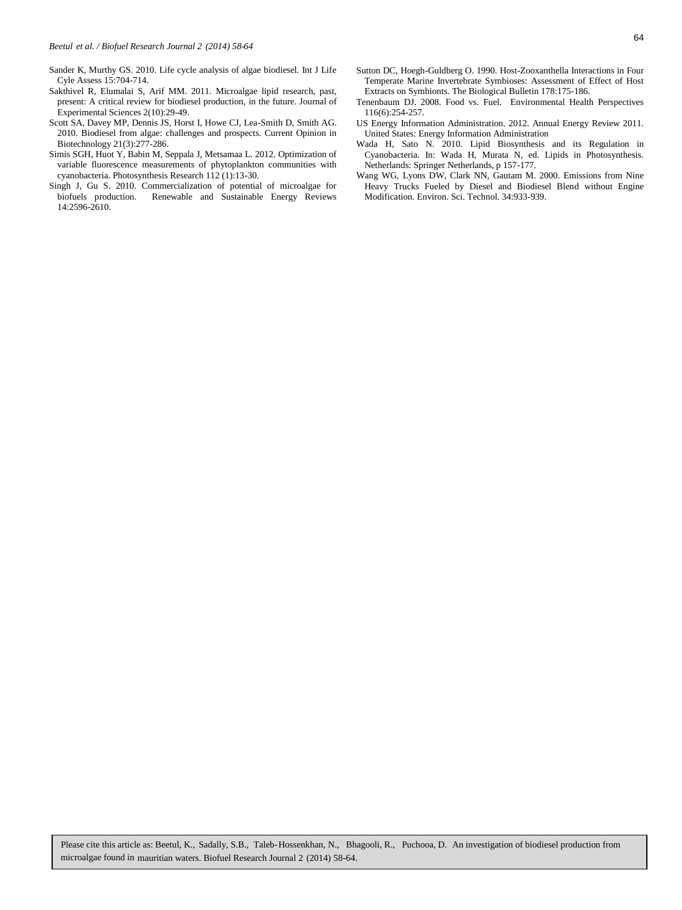Sander K, Murthy GS. 2010. Life cycle analysis of algae biodiesel. Int J Life Cyle Assess 15:704-714.

Sakthivel R, Elumalai S, Arif MM. 2011. Microalgae lipid research, past, present: A critical review for biodiesel production, in the future. Journal of Experimental Sciences 2(10):29-49.

Scott SA, Davey MP, Dennis JS, Horst I, Howe CJ, Lea-Smith D, Smith AG. 2010. Biodiesel from algae: challenges and prospects. Current Opinion in Biotechnology 21(3):277-286.

Simis SGH, Huot Y, Babin M, Seppala J, Metsamaa L. 2012. Optimization of variable fluorescence measurements of phytoplankton communities with cyanobacteria. Photosynthesis Research 112 (1):13-30.

Singh J, Gu S. 2010. Commercialization of potential of microalgae for biofuels production. Renewable and Sustainable Energy Reviews 14:2596-2610.

Sutton DC, Hoegh-Guldberg O. 1990. Host-Zooxanthella Interactions in Four Temperate Marine Invertebrate Symbioses: Assessment of Effect of Host Extracts on Symbionts. The Biological Bulletin 178:175-186.

Tenenbaum DJ. 2008. Food vs. Fuel. Environmental Health Perspectives 116(6):254-257.

US Energy Information Administration. 2012. Annual Energy Review 2011. United States: Energy Information Administration

Wada H, Sato N. 2010. Lipid Biosynthesis and its Regulation in Cyanobacteria. In: Wada H, Murata N, ed. Lipids in Photosynthesis. Netherlands: Springer Netherlands, p 157-177.

Wang WG, Lyons DW, Clark NN, Gautam M. 2000. Emissions from Nine Heavy Trucks Fueled by Diesel and Biodiesel Blend without Engine Modification. Environ. Sci. Technol. 34:933-939.